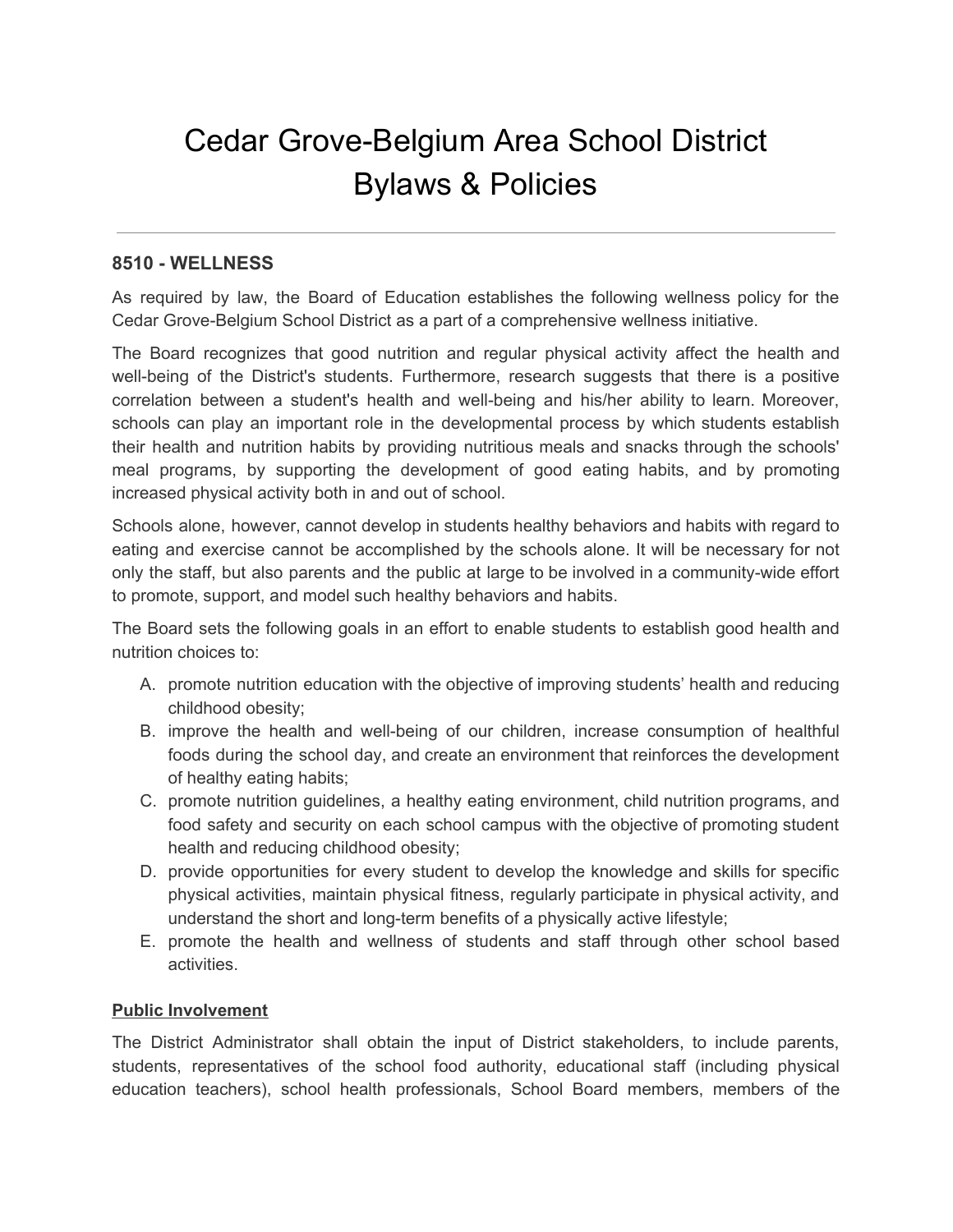# Cedar Grove-Belgium Area School District
# Bylaws & Policies

---

### 8510 - WELLNESS

As required by law, the Board of Education establishes the following wellness policy for the Cedar Grove-Belgium School District as a part of a comprehensive wellness initiative.

The Board recognizes that good nutrition and regular physical activity affect the health and well-being of the District's students. Furthermore, research suggests that there is a positive correlation between a student's health and well-being and his/her ability to learn. Moreover, schools can play an important role in the developmental process by which students establish their health and nutrition habits by providing nutritious meals and snacks through the schools' meal programs, by supporting the development of good eating habits, and by promoting increased physical activity both in and out of school.

Schools alone, however, cannot develop in students healthy behaviors and habits with regard to eating and exercise cannot be accomplished by the schools alone. It will be necessary for not only the staff, but also parents and the public at large to be involved in a community-wide effort to promote, support, and model such healthy behaviors and habits.

The Board sets the following goals in an effort to enable students to establish good health and nutrition choices to:

A. promote nutrition education with the objective of improving students' health and reducing childhood obesity;
B. improve the health and well-being of our children, increase consumption of healthful foods during the school day, and create an environment that reinforces the development of healthy eating habits;
C. promote nutrition guidelines, a healthy eating environment, child nutrition programs, and food safety and security on each school campus with the objective of promoting student health and reducing childhood obesity;
D. provide opportunities for every student to develop the knowledge and skills for specific physical activities, maintain physical fitness, regularly participate in physical activity, and understand the short and long-term benefits of a physically active lifestyle;
E. promote the health and wellness of students and staff through other school based activities.

**<u>Public Involvement</u>**

The District Administrator shall obtain the input of District stakeholders, to include parents, students, representatives of the school food authority, educational staff (including physical education teachers), school health professionals, School Board members, members of the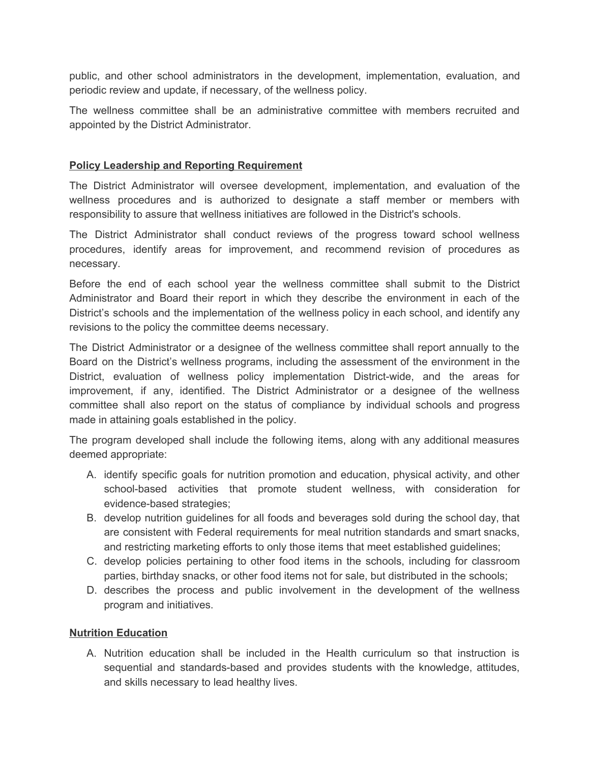public, and other school administrators in the development, implementation, evaluation, and periodic review and update, if necessary, of the wellness policy.

The wellness committee shall be an administrative committee with members recruited and appointed by the District Administrator.

## Policy Leadership and Reporting Requirement

The District Administrator will oversee development, implementation, and evaluation of the wellness procedures and is authorized to designate a staff member or members with responsibility to assure that wellness initiatives are followed in the District's schools.

The District Administrator shall conduct reviews of the progress toward school wellness procedures, identify areas for improvement, and recommend revision of procedures as necessary.

Before the end of each school year the wellness committee shall submit to the District Administrator and Board their report in which they describe the environment in each of the District's schools and the implementation of the wellness policy in each school, and identify any revisions to the policy the committee deems necessary.

The District Administrator or a designee of the wellness committee shall report annually to the Board on the District's wellness programs, including the assessment of the environment in the District, evaluation of wellness policy implementation District-wide, and the areas for improvement, if any, identified. The District Administrator or a designee of the wellness committee shall also report on the status of compliance by individual schools and progress made in attaining goals established in the policy.

The program developed shall include the following items, along with any additional measures deemed appropriate:

A. identify specific goals for nutrition promotion and education, physical activity, and other school-based activities that promote student wellness, with consideration for evidence-based strategies;
B. develop nutrition guidelines for all foods and beverages sold during the school day, that are consistent with Federal requirements for meal nutrition standards and smart snacks, and restricting marketing efforts to only those items that meet established guidelines;
C. develop policies pertaining to other food items in the schools, including for classroom parties, birthday snacks, or other food items not for sale, but distributed in the schools;
D. describes the process and public involvement in the development of the wellness program and initiatives.

## Nutrition Education

A. Nutrition education shall be included in the Health curriculum so that instruction is sequential and standards-based and provides students with the knowledge, attitudes, and skills necessary to lead healthy lives.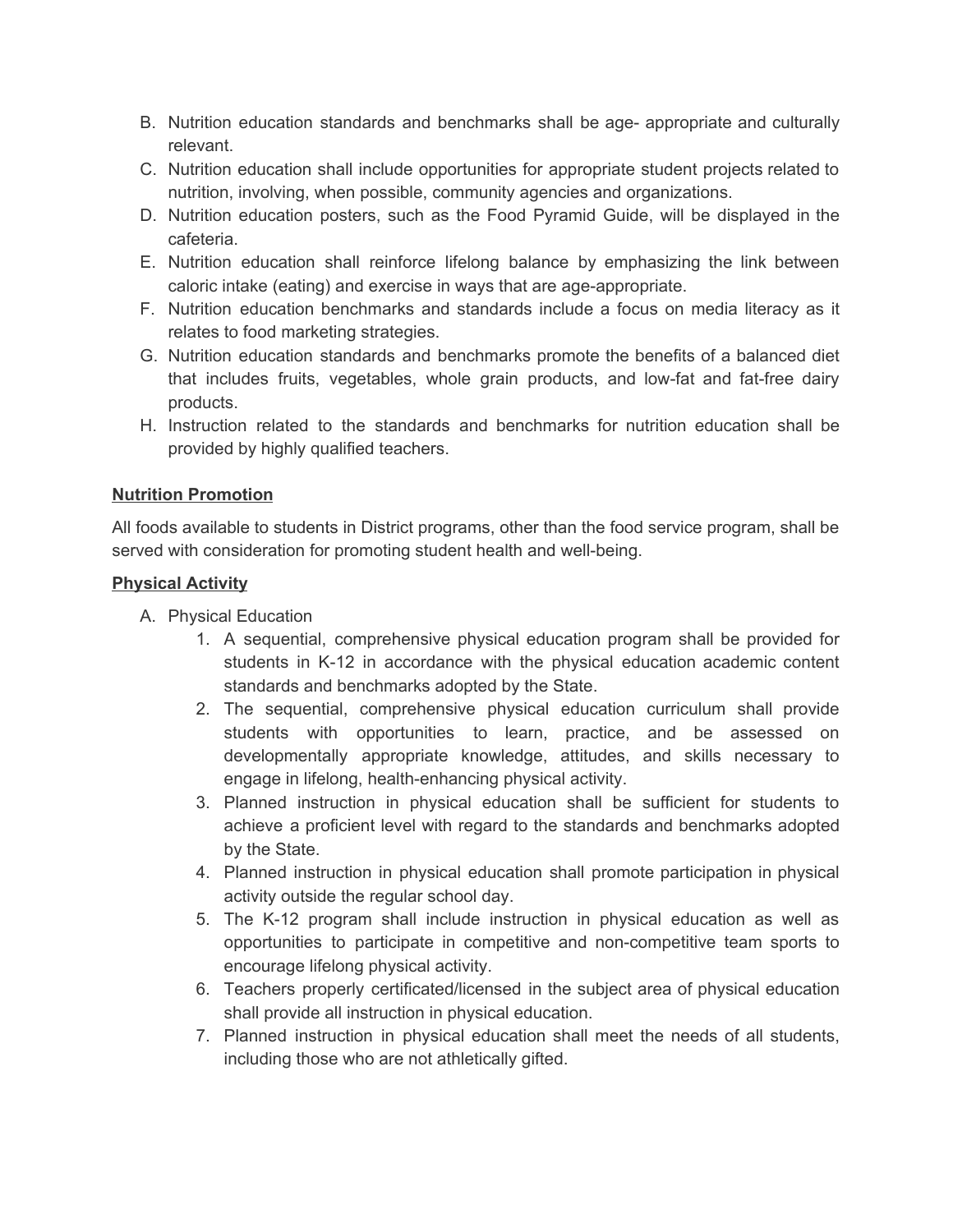B. Nutrition education standards and benchmarks shall be age- appropriate and culturally relevant.
C. Nutrition education shall include opportunities for appropriate student projects related to nutrition, involving, when possible, community agencies and organizations.
D. Nutrition education posters, such as the Food Pyramid Guide, will be displayed in the cafeteria.
E. Nutrition education shall reinforce lifelong balance by emphasizing the link between caloric intake (eating) and exercise in ways that are age-appropriate.
F. Nutrition education benchmarks and standards include a focus on media literacy as it relates to food marketing strategies.
G. Nutrition education standards and benchmarks promote the benefits of a balanced diet that includes fruits, vegetables, whole grain products, and low-fat and fat-free dairy products.
H. Instruction related to the standards and benchmarks for nutrition education shall be provided by highly qualified teachers.

**Nutrition Promotion**

All foods available to students in District programs, other than the food service program, shall be served with consideration for promoting student health and well-being.

**Physical Activity**

A. Physical Education
   1. A sequential, comprehensive physical education program shall be provided for students in K-12 in accordance with the physical education academic content standards and benchmarks adopted by the State.
   2. The sequential, comprehensive physical education curriculum shall provide students with opportunities to learn, practice, and be assessed on developmentally appropriate knowledge, attitudes, and skills necessary to engage in lifelong, health-enhancing physical activity.
   3. Planned instruction in physical education shall be sufficient for students to achieve a proficient level with regard to the standards and benchmarks adopted by the State.
   4. Planned instruction in physical education shall promote participation in physical activity outside the regular school day.
   5. The K-12 program shall include instruction in physical education as well as opportunities to participate in competitive and non-competitive team sports to encourage lifelong physical activity.
   6. Teachers properly certificated/licensed in the subject area of physical education shall provide all instruction in physical education.
   7. Planned instruction in physical education shall meet the needs of all students, including those who are not athletically gifted.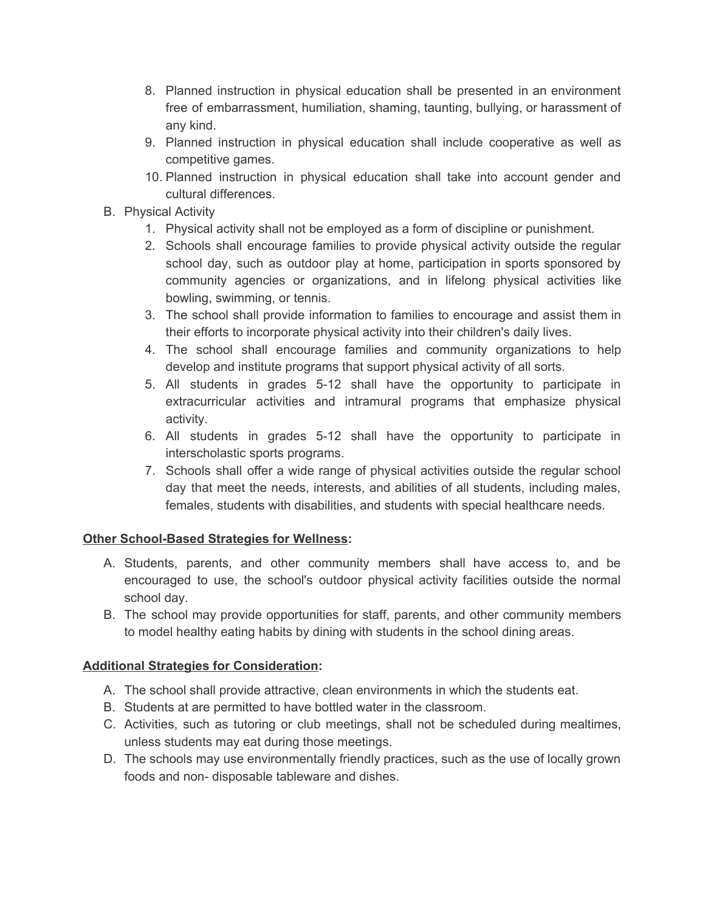8. Planned instruction in physical education shall be presented in an environment free of embarrassment, humiliation, shaming, taunting, bullying, or harassment of any kind.
9. Planned instruction in physical education shall include cooperative as well as competitive games.
10. Planned instruction in physical education shall take into account gender and cultural differences.

B. Physical Activity
   1. Physical activity shall not be employed as a form of discipline or punishment.
   2. Schools shall encourage families to provide physical activity outside the regular school day, such as outdoor play at home, participation in sports sponsored by community agencies or organizations, and in lifelong physical activities like bowling, swimming, or tennis.
   3. The school shall provide information to families to encourage and assist them in their efforts to incorporate physical activity into their children's daily lives.
   4. The school shall encourage families and community organizations to help develop and institute programs that support physical activity of all sorts.
   5. All students in grades 5-12 shall have the opportunity to participate in extracurricular activities and intramural programs that emphasize physical activity.
   6. All students in grades 5-12 shall have the opportunity to participate in interscholastic sports programs.
   7. Schools shall offer a wide range of physical activities outside the regular school day that meet the needs, interests, and abilities of all students, including males, females, students with disabilities, and students with special healthcare needs.

**<u>Other School-Based Strategies for Wellness</u>:**

A. Students, parents, and other community members shall have access to, and be encouraged to use, the school's outdoor physical activity facilities outside the normal school day.
B. The school may provide opportunities for staff, parents, and other community members to model healthy eating habits by dining with students in the school dining areas.

**<u>Additional Strategies for Consideration</u>:**

A. The school shall provide attractive, clean environments in which the students eat.
B. Students at are permitted to have bottled water in the classroom.
C. Activities, such as tutoring or club meetings, shall not be scheduled during mealtimes, unless students may eat during those meetings.
D. The schools may use environmentally friendly practices, such as the use of locally grown foods and non- disposable tableware and dishes.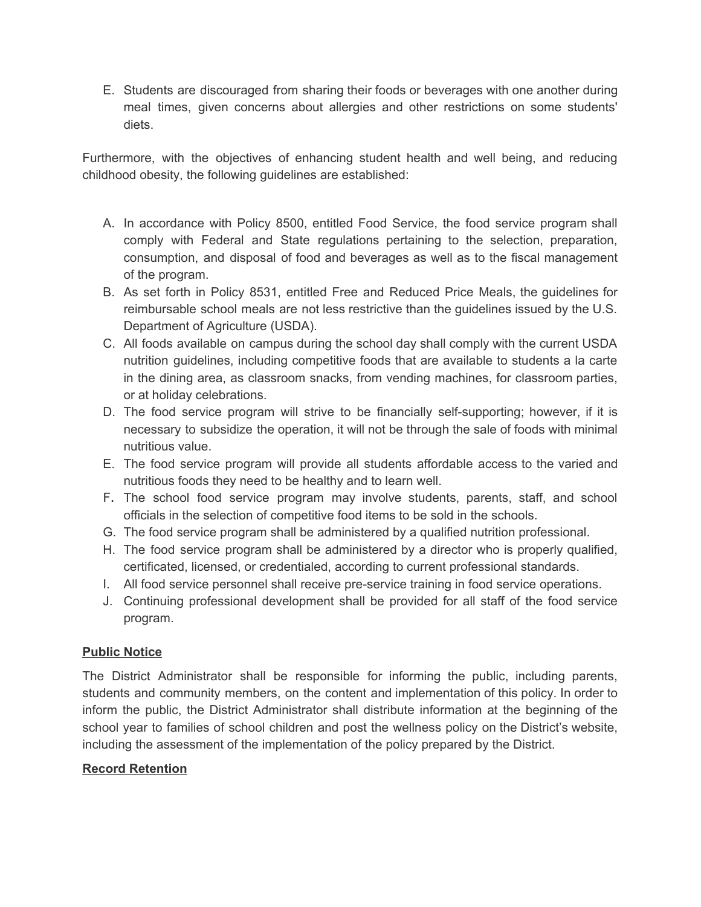E. Students are discouraged from sharing their foods or beverages with one another during meal times, given concerns about allergies and other restrictions on some students' diets.

Furthermore, with the objectives of enhancing student health and well being, and reducing childhood obesity, the following guidelines are established:

A. In accordance with Policy 8500, entitled Food Service, the food service program shall comply with Federal and State regulations pertaining to the selection, preparation, consumption, and disposal of food and beverages as well as to the fiscal management of the program.
B. As set forth in Policy 8531, entitled Free and Reduced Price Meals, the guidelines for reimbursable school meals are not less restrictive than the guidelines issued by the U.S. Department of Agriculture (USDA).
C. All foods available on campus during the school day shall comply with the current USDA nutrition guidelines, including competitive foods that are available to students a la carte in the dining area, as classroom snacks, from vending machines, for classroom parties, or at holiday celebrations.
D. The food service program will strive to be financially self-supporting; however, if it is necessary to subsidize the operation, it will not be through the sale of foods with minimal nutritious value.
E. The food service program will provide all students affordable access to the varied and nutritious foods they need to be healthy and to learn well.
F. The school food service program may involve students, parents, staff, and school officials in the selection of competitive food items to be sold in the schools.
G. The food service program shall be administered by a qualified nutrition professional.
H. The food service program shall be administered by a director who is properly qualified, certificated, licensed, or credentialed, according to current professional standards.
I. All food service personnel shall receive pre-service training in food service operations.
J. Continuing professional development shall be provided for all staff of the food service program.

**Public Notice**

The District Administrator shall be responsible for informing the public, including parents, students and community members, on the content and implementation of this policy. In order to inform the public, the District Administrator shall distribute information at the beginning of the school year to families of school children and post the wellness policy on the District's website, including the assessment of the implementation of the policy prepared by the District.

**Record Retention**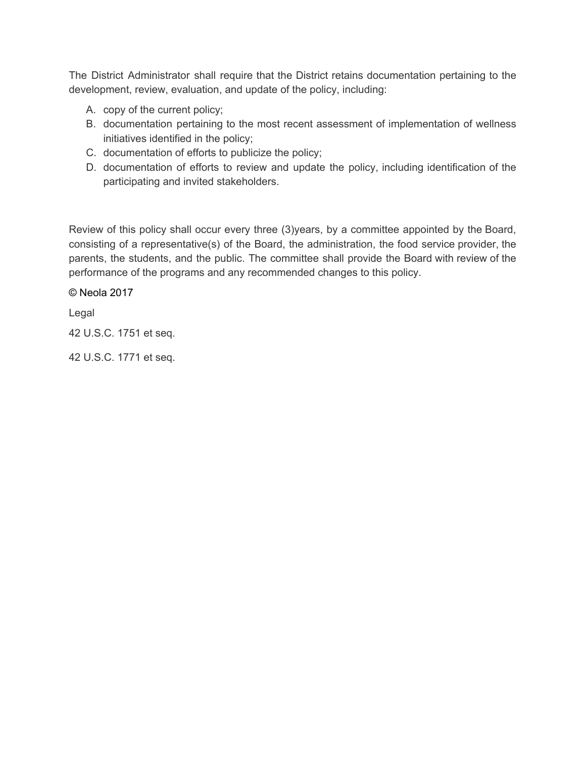The District Administrator shall require that the District retains documentation pertaining to the development, review, evaluation, and update of the policy, including:

A. copy of the current policy;
B. documentation pertaining to the most recent assessment of implementation of wellness initiatives identified in the policy;
C. documentation of efforts to publicize the policy;
D. documentation of efforts to review and update the policy, including identification of the participating and invited stakeholders.

Review of this policy shall occur every three (3)years, by a committee appointed by the Board, consisting of a representative(s) of the Board, the administration, the food service provider, the parents, the students, and the public. The committee shall provide the Board with review of the performance of the programs and any recommended changes to this policy.

© Neola 2017

Legal

42 U.S.C. 1751 et seq.

42 U.S.C. 1771 et seq.